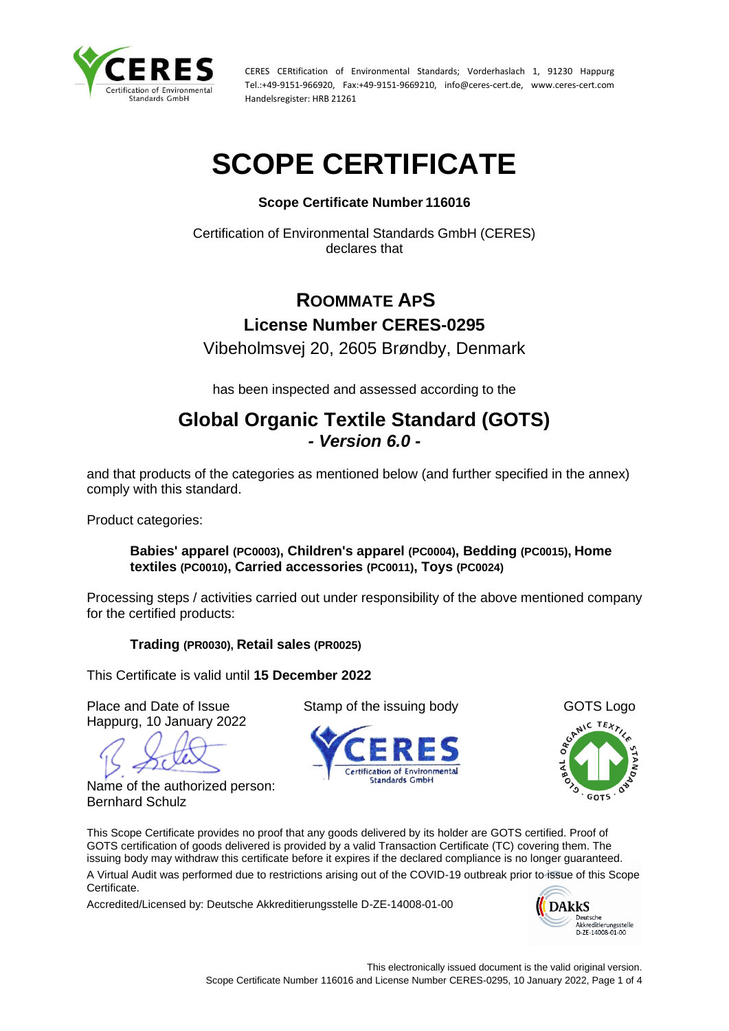CERES CERtification of Environmental Standards; Vorderhaslach 1, 91230 Happurg
Tel.:+49-9151-966920, Fax:+49-9151-9669210, info@ceres-cert.de, www.ceres-cert.com
Handelsregister: HRB 21261

# SCOPE CERTIFICATE

**Scope Certificate Number 116016**

Certification of Environmental Standards GmbH (CERES)
declares that

## ROOMMATE APS

### License Number CERES-0295

Vibeholmsvej 20, 2605 Brøndby, Denmark

has been inspected and assessed according to the

## Global Organic Textile Standard (GOTS)

***- Version 6.0 -***

and that products of the categories as mentioned below (and further specified in the annex) comply with this standard.

Product categories:

**Babies' apparel (PC0003), Children's apparel (PC0004), Bedding (PC0015), Home textiles (PC0010), Carried accessories (PC0011), Toys (PC0024)**

Processing steps / activities carried out under responsibility of the above mentioned company for the certified products:

**Trading (PR0030), Retail sales (PR0025)**

This Certificate is valid until **15 December 2022**

Place and Date of Issue
Happurg, 10 January 2022

Stamp of the issuing body

GOTS Logo

Name of the authorized person:
Bernhard Schulz

This Scope Certificate provides no proof that any goods delivered by its holder are GOTS certified. Proof of GOTS certification of goods delivered is provided by a valid Transaction Certificate (TC) covering them. The issuing body may withdraw this certificate before it expires if the declared compliance is no longer guaranteed.

A Virtual Audit was performed due to restrictions arising out of the COVID-19 outbreak prior to issue of this Scope Certificate.

Accredited/Licensed by: Deutsche Akkreditierungsstelle D-ZE-14008-01-00

This electronically issued document is the valid original version.
Scope Certificate Number 116016 and License Number CERES-0295, 10 January 2022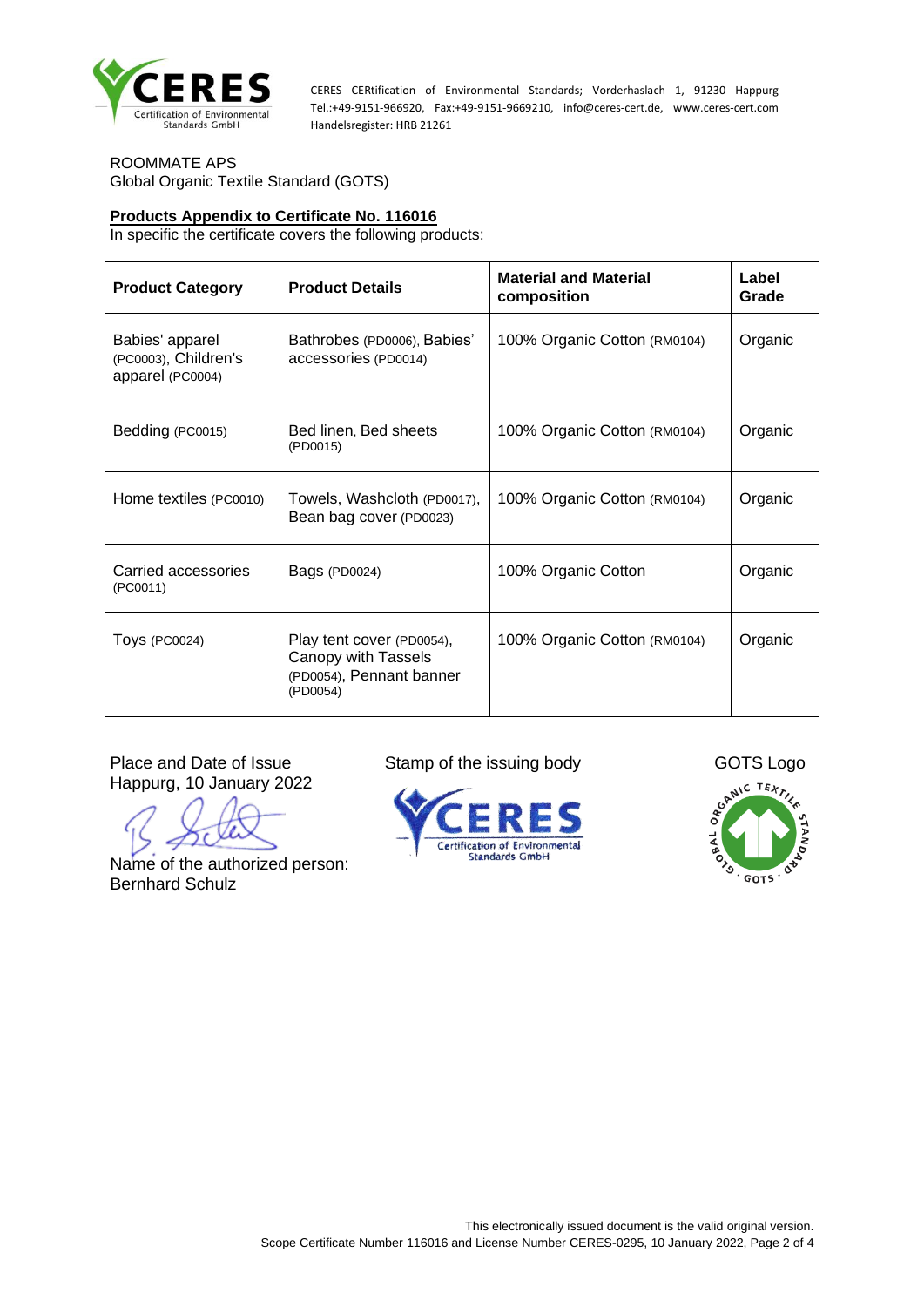CERES CERtification of Environmental Standards; Vorderhaslach 1, 91230 Happurg
Tel.:+49-9151-966920, Fax:+49-9151-9669210, info@ceres-cert.de, www.ceres-cert.com
Handelsregister: HRB 21261

ROOMMATE APS
Global Organic Textile Standard (GOTS)

**Products Appendix to Certificate No. 116016**

In specific the certificate covers the following products:

| Product Category | Product Details | Material and Material composition | Label Grade |
|---|---|---|---|
| Babies' apparel (PC0003), Children's apparel (PC0004) | Bathrobes (PD0006), Babies' accessories (PD0014) | 100% Organic Cotton (RM0104) | Organic |
| Bedding (PC0015) | Bed linen, Bed sheets (PD0015) | 100% Organic Cotton (RM0104) | Organic |
| Home textiles (PC0010) | Towels, Washcloth (PD0017), Bean bag cover (PD0023) | 100% Organic Cotton (RM0104) | Organic |
| Carried accessories (PC0011) | Bags (PD0024) | 100% Organic Cotton | Organic |
| Toys (PC0024) | Play tent cover (PD0054), Canopy with Tassels (PD0054), Pennant banner (PD0054) | 100% Organic Cotton (RM0104) | Organic |

Place and Date of Issue
Happurg, 10 January 2022

Name of the authorized person:
Bernhard Schulz

Stamp of the issuing body

GOTS Logo

This electronically issued document is the valid original version.
Scope Certificate Number 116016 and License Number CERES-0295, 10 January 2022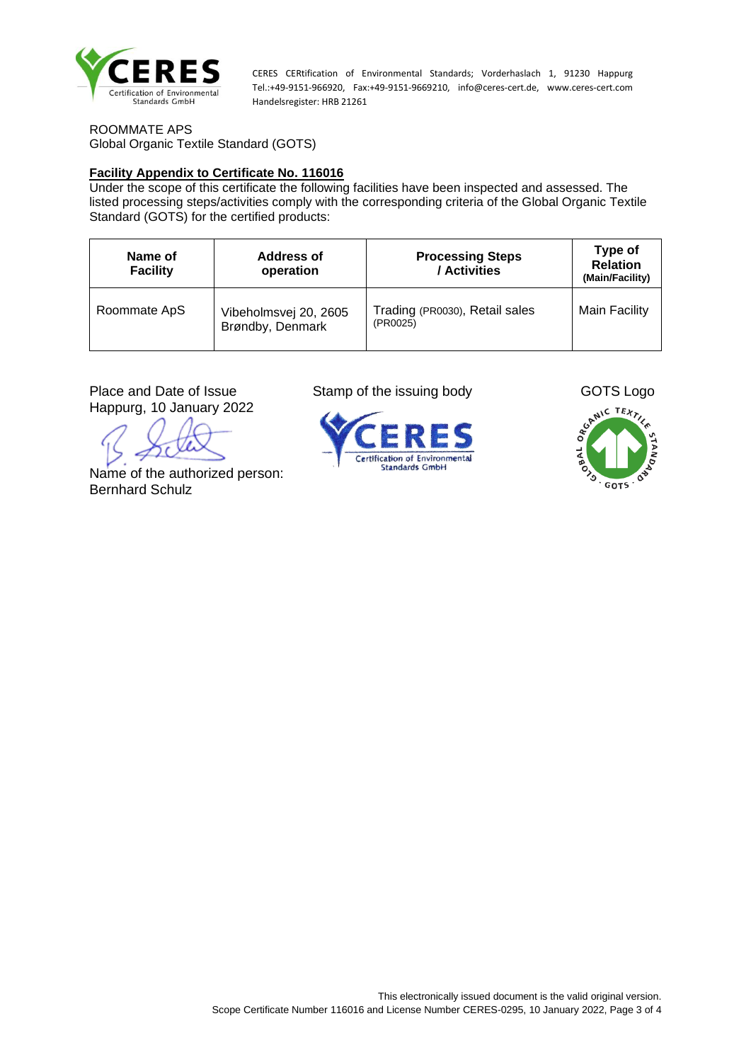CERES CERtification of Environmental Standards; Vorderhaslach 1, 91230 Happurg
Tel.:+49-9151-966920, Fax:+49-9151-9669210, info@ceres-cert.de, www.ceres-cert.com
Handelsregister: HRB 21261

ROOMMATE APS
Global Organic Textile Standard (GOTS)

**Facility Appendix to Certificate No. 116016**

Under the scope of this certificate the following facilities have been inspected and assessed. The listed processing steps/activities comply with the corresponding criteria of the Global Organic Textile Standard (GOTS) for the certified products:

| Name of Facility | Address of operation | Processing Steps / Activities | Type of Relation (Main/Facility) |
|---|---|---|---|
| Roommate ApS | Vibeholmsvej 20, 2605 Brøndby, Denmark | Trading (PR0030), Retail sales (PR0025) | Main Facility |

Place and Date of Issue
Happurg, 10 January 2022

Stamp of the issuing body

GOTS Logo

Name of the authorized person:
Bernhard Schulz

This electronically issued document is the valid original version.
Scope Certificate Number 116016 and License Number CERES-0295, 10 January 2022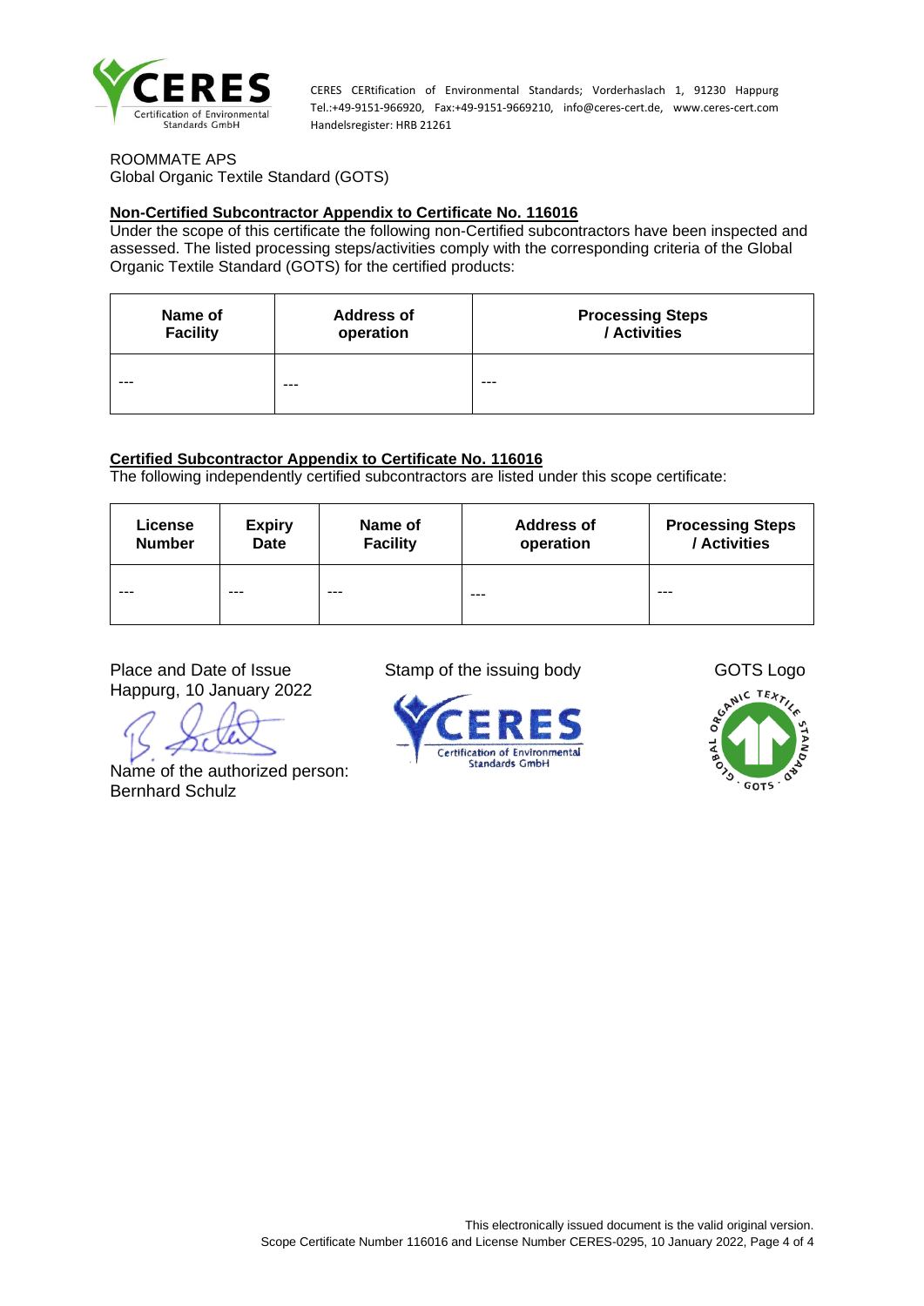CERES CERtification of Environmental Standards; Vorderhaslach 1, 91230 Happurg
Tel.:+49-9151-966920, Fax:+49-9151-9669210, info@ceres-cert.de, www.ceres-cert.com
Handelsregister: HRB 21261

ROOMMATE APS
Global Organic Textile Standard (GOTS)

**Non-Certified Subcontractor Appendix to Certificate No. 116016**

Under the scope of this certificate the following non-Certified subcontractors have been inspected and assessed. The listed processing steps/activities comply with the corresponding criteria of the Global Organic Textile Standard (GOTS) for the certified products:

| Name of Facility | Address of operation | Processing Steps / Activities |
| --- | --- | --- |
| --- | --- | --- |

**Certified Subcontractor Appendix to Certificate No. 116016**

The following independently certified subcontractors are listed under this scope certificate:

| License Number | Expiry Date | Name of Facility | Address of operation | Processing Steps / Activities |
| --- | --- | --- | --- | --- |
| --- | --- | --- | --- | --- |

Place and Date of Issue
Happurg, 10 January 2022

Name of the authorized person:
Bernhard Schulz

Stamp of the issuing body

GOTS Logo

This electronically issued document is the valid original version.
Scope Certificate Number 116016 and License Number CERES-0295, 10 January 2022